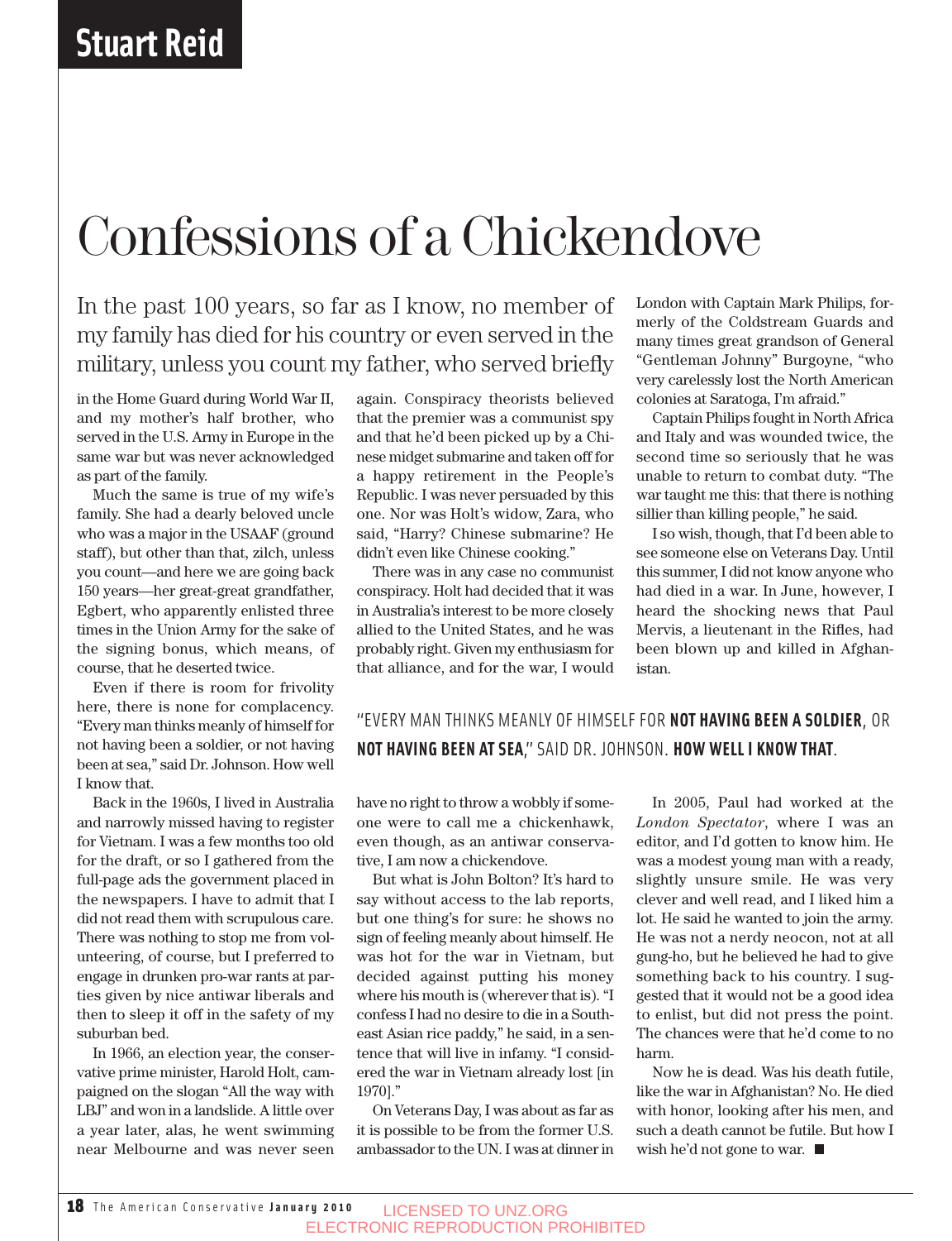Stuart Reid

# Confessions of a Chickendove

In the past 100 years, so far as I know, no member of my family has died for his country or even served in the military, unless you count my father, who served briefly in the Home Guard during World War II, and my mother's half brother, who served in the U.S. Army in Europe in the same war but was never acknowledged as part of the family.

Much the same is true of my wife's family. She had a dearly beloved uncle who was a major in the USAAF (ground staff), but other than that, zilch, unless you count—and here we are going back 150 years—her great-great grandfather, Egbert, who apparently enlisted three times in the Union Army for the sake of the signing bonus, which means, of course, that he deserted twice.

Even if there is room for frivolity here, there is none for complacency. "Every man thinks meanly of himself for not having been a soldier, or not having been at sea," said Dr. Johnson. How well I know that.

Back in the 1960s, I lived in Australia and narrowly missed having to register for Vietnam. I was a few months too old for the draft, or so I gathered from the full-page ads the government placed in the newspapers. I have to admit that I did not read them with scrupulous care. There was nothing to stop me from volunteering, of course, but I preferred to engage in drunken pro-war rants at parties given by nice antiwar liberals and then to sleep it off in the safety of my suburban bed.

In 1966, an election year, the conservative prime minister, Harold Holt, campaigned on the slogan "All the way with LBJ" and won in a landslide. A little over a year later, alas, he went swimming near Melbourne and was never seen again. Conspiracy theorists believed that the premier was a communist spy and that he'd been picked up by a Chinese midget submarine and taken off for a happy retirement in the People's Republic. I was never persuaded by this one. Nor was Holt's widow, Zara, who said, "Harry? Chinese submarine? He didn't even like Chinese cooking."

There was in any case no communist conspiracy. Holt had decided that it was in Australia's interest to be more closely allied to the United States, and he was probably right. Given my enthusiasm for that alliance, and for the war, I would have no right to throw a wobbly if someone were to call me a chickenhawk, even though, as an antiwar conservative, I am now a chickendove.

But what is John Bolton? It's hard to say without access to the lab reports, but one thing's for sure: he shows no sign of feeling meanly about himself. He was hot for the war in Vietnam, but decided against putting his money where his mouth is (wherever that is). "I confess I had no desire to die in a Southeast Asian rice paddy," he said, in a sentence that will live in infamy. "I considered the war in Vietnam already lost [in 1970]."

On Veterans Day, I was about as far as it is possible to be from the former U.S. ambassador to the UN. I was at dinner in London with Captain Mark Philips, formerly of the Coldstream Guards and many times great grandson of General "Gentleman Johnny" Burgoyne, "who very carelessly lost the North American colonies at Saratoga, I'm afraid."

Captain Philips fought in North Africa and Italy and was wounded twice, the second time so seriously that he was unable to return to combat duty. "The war taught me this: that there is nothing sillier than killing people," he said.

I so wish, though, that I'd been able to see someone else on Veterans Day. Until this summer, I did not know anyone who had died in a war. In June, however, I heard the shocking news that Paul Mervis, a lieutenant in the Rifles, had been blown up and killed in Afghanistan.

"EVERY MAN THINKS MEANLY OF HIMSELF FOR **NOT HAVING BEEN A SOLDIER**, OR **NOT HAVING BEEN AT SEA**," SAID DR. JOHNSON. **HOW WELL I KNOW THAT**.

In 2005, Paul had worked at the *London Spectator*, where I was an editor, and I'd gotten to know him. He was a modest young man with a ready, slightly unsure smile. He was very clever and well read, and I liked him a lot. He said he wanted to join the army. He was not a nerdy neocon, not at all gung-ho, but he believed he had to give something back to his country. I suggested that it would not be a good idea to enlist, but did not press the point. The chances were that he'd come to no harm.

Now he is dead. Was his death futile, like the war in Afghanistan? No. He died with honor, looking after his men, and such a death cannot be futile. But how I wish he'd not gone to war. ■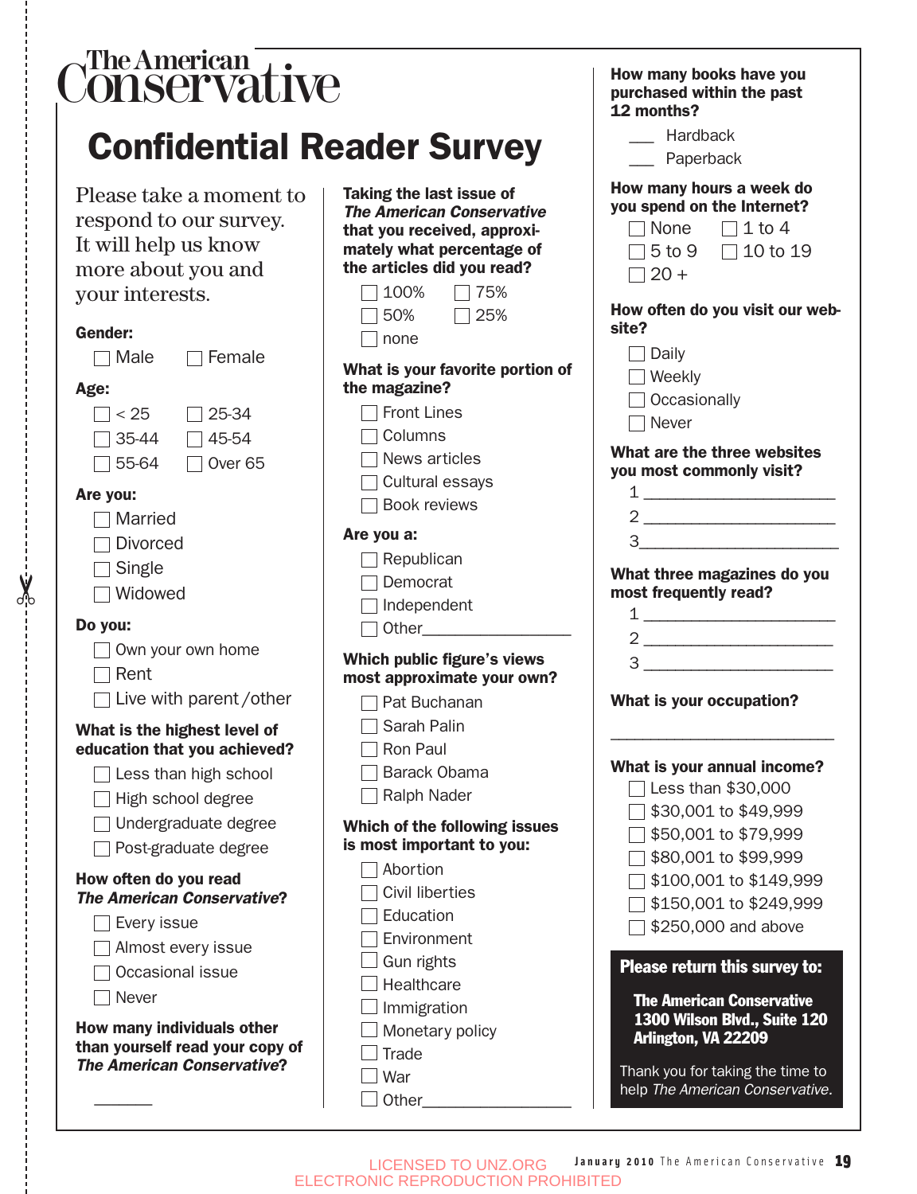# The American Conservative

## Confidential Reader Survey

Please take a moment to respond to our survey. It will help us know more about you and your interests.

**Gender:**

- ☐ Male
- ☐ Female

**Age:**

- ☐ < 25
- ☐ 25-34
- ☐ 35-44
- ☐ 45-54
- ☐ 55-64
- ☐ Over 65

**Are you:**

- ☐ Married
- ☐ Divorced
- ☐ Single
- ☐ Widowed

**Do you:**

- ☐ Own your own home
- ☐ Rent
- ☐ Live with parent /other

**What is the highest level of education that you achieved?**

- ☐ Less than high school
- ☐ High school degree
- ☐ Undergraduate degree
- ☐ Post-graduate degree

**How often do you read *The American Conservative*?**

- ☐ Every issue
- ☐ Almost every issue
- ☐ Occasional issue
- ☐ Never

**How many individuals other than yourself read your copy of *The American Conservative*?**

______

**Taking the last issue of *The American Conservative* that you received, approximately what percentage of the articles did you read?**

- ☐ 100%
- ☐ 75%
- ☐ 50%
- ☐ 25%
- ☐ none

**What is your favorite portion of the magazine?**

- ☐ Front Lines
- ☐ Columns
- ☐ News articles
- ☐ Cultural essays
- ☐ Book reviews

**Are you a:**

- ☐ Republican
- ☐ Democrat
- ☐ Independent
- ☐ Other________________

**Which public figure's views most approximate your own?**

- ☐ Pat Buchanan
- ☐ Sarah Palin
- ☐ Ron Paul
- ☐ Barack Obama
- ☐ Ralph Nader

**Which of the following issues is most important to you:**

- ☐ Abortion
- ☐ Civil liberties
- ☐ Education
- ☐ Environment
- ☐ Gun rights
- ☐ Healthcare
- ☐ Immigration
- ☐ Monetary policy
- ☐ Trade
- ☐ War
- ☐ Other________________

**How many books have you purchased within the past 12 months?**

___ Hardback

___ Paperback

**How many hours a week do you spend on the Internet?**

- ☐ None
- ☐ 1 to 4
- ☐ 5 to 9
- ☐ 10 to 19
- ☐ 20 +

**How often do you visit our website?**

- ☐ Daily
- ☐ Weekly
- ☐ Occasionally
- ☐ Never

**What are the three websites you most commonly visit?**

1 ____________________

2 ____________________

3 ____________________

**What three magazines do you most frequently read?**

1 ____________________

2 ____________________

3 ____________________

**What is your occupation?**

________________________

**What is your annual income?**

- ☐ Less than $30,000
- ☐ $30,001 to $49,999
- ☐ $50,001 to $79,999
- ☐ $80,001 to $99,999
- ☐ $100,001 to $149,999
- ☐ $150,001 to $249,999
- ☐ $250,000 and above

**Please return this survey to:**

**The American Conservative**
**1300 Wilson Blvd., Suite 120**
**Arlington, VA 22209**

Thank you for taking the time to help *The American Conservative.*

LICENSED TO UNZ.ORG
ELECTRONIC REPRODUCTION PROHIBITED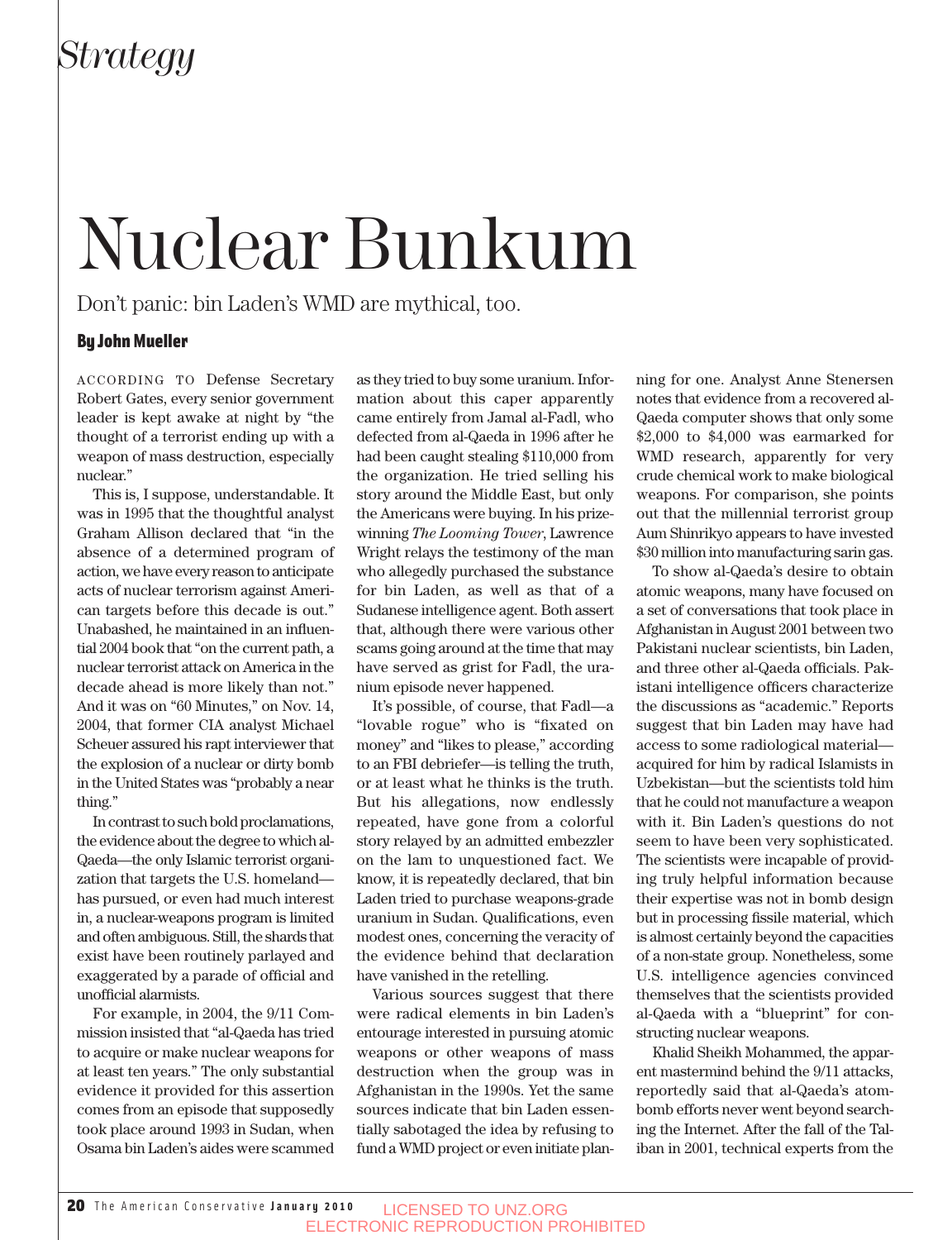*Strategy*

# Nuclear Bunkum

Don't panic: bin Laden's WMD are mythical, too.

**By John Mueller**

ACCORDING TO Defense Secretary Robert Gates, every senior government leader is kept awake at night by "the thought of a terrorist ending up with a weapon of mass destruction, especially nuclear."

This is, I suppose, understandable. It was in 1995 that the thoughtful analyst Graham Allison declared that "in the absence of a determined program of action, we have every reason to anticipate acts of nuclear terrorism against American targets before this decade is out." Unabashed, he maintained in an influential 2004 book that "on the current path, a nuclear terrorist attack on America in the decade ahead is more likely than not." And it was on "60 Minutes," on Nov. 14, 2004, that former CIA analyst Michael Scheuer assured his rapt interviewer that the explosion of a nuclear or dirty bomb in the United States was "probably a near thing."

In contrast to such bold proclamations, the evidence about the degree to which al-Qaeda—the only Islamic terrorist organization that targets the U.S. homeland—has pursued, or even had much interest in, a nuclear-weapons program is limited and often ambiguous. Still, the shards that exist have been routinely parlayed and exaggerated by a parade of official and unofficial alarmists.

For example, in 2004, the 9/11 Commission insisted that "al-Qaeda has tried to acquire or make nuclear weapons for at least ten years." The only substantial evidence it provided for this assertion comes from an episode that supposedly took place around 1993 in Sudan, when Osama bin Laden's aides were scammed as they tried to buy some uranium. Information about this caper apparently came entirely from Jamal al-Fadl, who defected from al-Qaeda in 1996 after he had been caught stealing $110,000 from the organization. He tried selling his story around the Middle East, but only the Americans were buying. In his prize-winning *The Looming Tower*, Lawrence Wright relays the testimony of the man who allegedly purchased the substance for bin Laden, as well as that of a Sudanese intelligence agent. Both assert that, although there were various other scams going around at the time that may have served as grist for Fadl, the uranium episode never happened.

It's possible, of course, that Fadl—a "lovable rogue" who is "fixated on money" and "likes to please," according to an FBI debriefer—is telling the truth, or at least what he thinks is the truth. But his allegations, now endlessly repeated, have gone from a colorful story relayed by an admitted embezzler on the lam to unquestioned fact. We know, it is repeatedly declared, that bin Laden tried to purchase weapons-grade uranium in Sudan. Qualifications, even modest ones, concerning the veracity of the evidence behind that declaration have vanished in the retelling.

Various sources suggest that there were radical elements in bin Laden's entourage interested in pursuing atomic weapons or other weapons of mass destruction when the group was in Afghanistan in the 1990s. Yet the same sources indicate that bin Laden essentially sabotaged the idea by refusing to fund a WMD project or even initiate planning for one. Analyst Anne Stenersen notes that evidence from a recovered al-Qaeda computer shows that only some $2,000 to $4,000 was earmarked for WMD research, apparently for very crude chemical work to make biological weapons. For comparison, she points out that the millennial terrorist group Aum Shinrikyo appears to have invested $30 million into manufacturing sarin gas.

To show al-Qaeda's desire to obtain atomic weapons, many have focused on a set of conversations that took place in Afghanistan in August 2001 between two Pakistani nuclear scientists, bin Laden, and three other al-Qaeda officials. Pakistani intelligence officers characterize the discussions as "academic." Reports suggest that bin Laden may have had access to some radiological material—acquired for him by radical Islamists in Uzbekistan—but the scientists told him that he could not manufacture a weapon with it. Bin Laden's questions do not seem to have been very sophisticated. The scientists were incapable of providing truly helpful information because their expertise was not in bomb design but in processing fissile material, which is almost certainly beyond the capacities of a non-state group. Nonetheless, some U.S. intelligence agencies convinced themselves that the scientists provided al-Qaeda with a "blueprint" for constructing nuclear weapons.

Khalid Sheikh Mohammed, the apparent mastermind behind the 9/11 attacks, reportedly said that al-Qaeda's atom-bomb efforts never went beyond searching the Internet. After the fall of the Taliban in 2001, technical experts from the